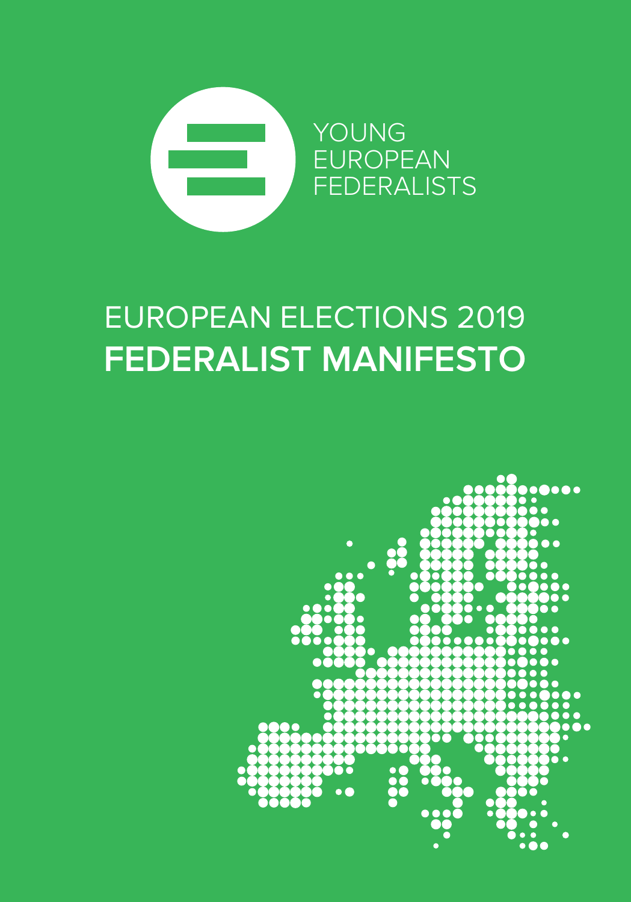YOUNG EUROPEAN FEDERALISTS

# EUROPEAN ELECTIONS 2019
# **FEDERALIST MANIFESTO**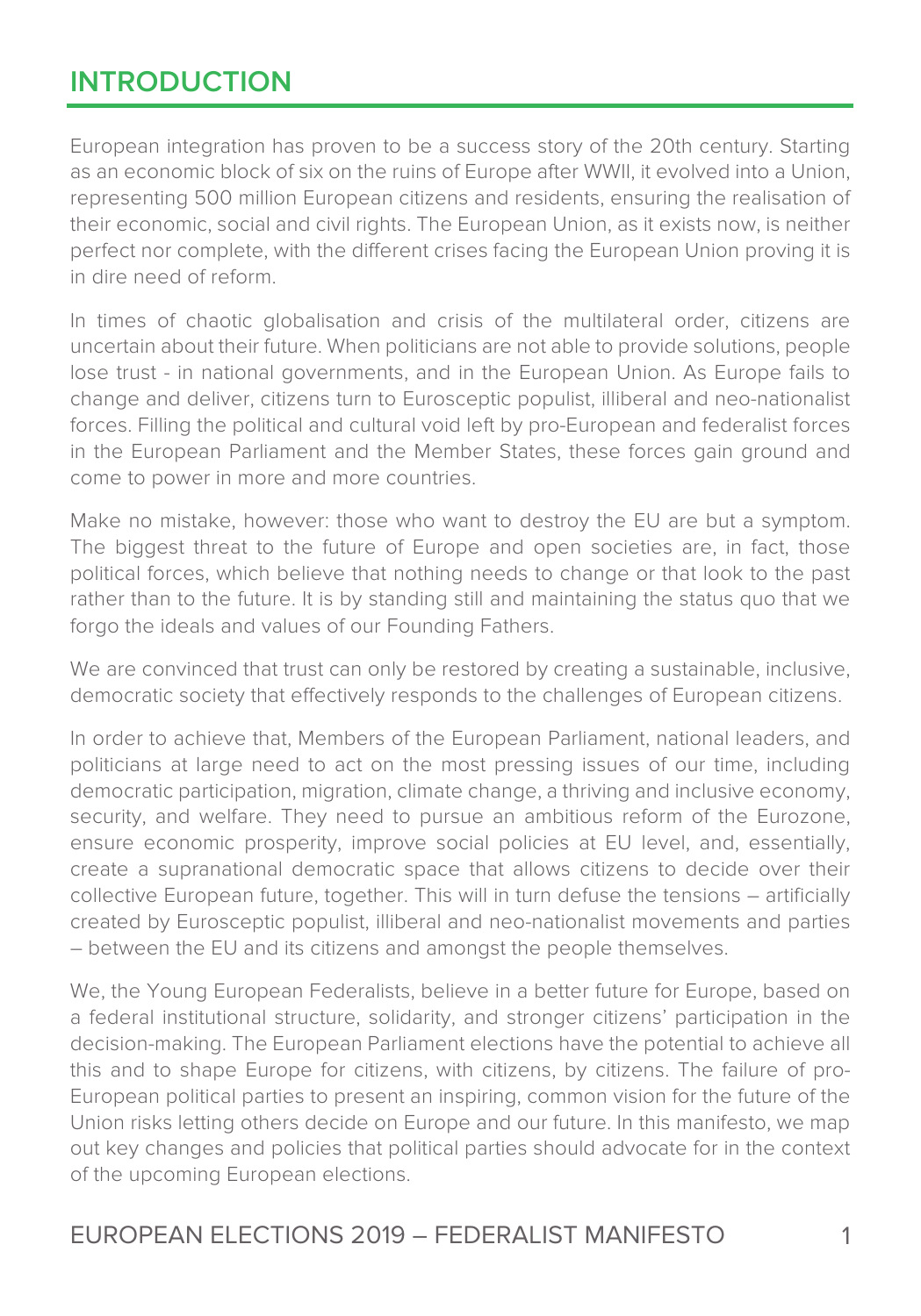## INTRODUCTION

European integration has proven to be a success story of the 20th century. Starting as an economic block of six on the ruins of Europe after WWII, it evolved into a Union, representing 500 million European citizens and residents, ensuring the realisation of their economic, social and civil rights. The European Union, as it exists now, is neither perfect nor complete, with the different crises facing the European Union proving it is in dire need of reform.

In times of chaotic globalisation and crisis of the multilateral order, citizens are uncertain about their future. When politicians are not able to provide solutions, people lose trust - in national governments, and in the European Union. As Europe fails to change and deliver, citizens turn to Eurosceptic populist, illiberal and neo-nationalist forces. Filling the political and cultural void left by pro-European and federalist forces in the European Parliament and the Member States, these forces gain ground and come to power in more and more countries.

Make no mistake, however: those who want to destroy the EU are but a symptom. The biggest threat to the future of Europe and open societies are, in fact, those political forces, which believe that nothing needs to change or that look to the past rather than to the future. It is by standing still and maintaining the status quo that we forgo the ideals and values of our Founding Fathers.

We are convinced that trust can only be restored by creating a sustainable, inclusive, democratic society that effectively responds to the challenges of European citizens.

In order to achieve that, Members of the European Parliament, national leaders, and politicians at large need to act on the most pressing issues of our time, including democratic participation, migration, climate change, a thriving and inclusive economy, security, and welfare. They need to pursue an ambitious reform of the Eurozone, ensure economic prosperity, improve social policies at EU level, and, essentially, create a supranational democratic space that allows citizens to decide over their collective European future, together. This will in turn defuse the tensions – artificially created by Eurosceptic populist, illiberal and neo-nationalist movements and parties – between the EU and its citizens and amongst the people themselves.

We, the Young European Federalists, believe in a better future for Europe, based on a federal institutional structure, solidarity, and stronger citizens' participation in the decision-making. The European Parliament elections have the potential to achieve all this and to shape Europe for citizens, with citizens, by citizens. The failure of pro-European political parties to present an inspiring, common vision for the future of the Union risks letting others decide on Europe and our future. In this manifesto, we map out key changes and policies that political parties should advocate for in the context of the upcoming European elections.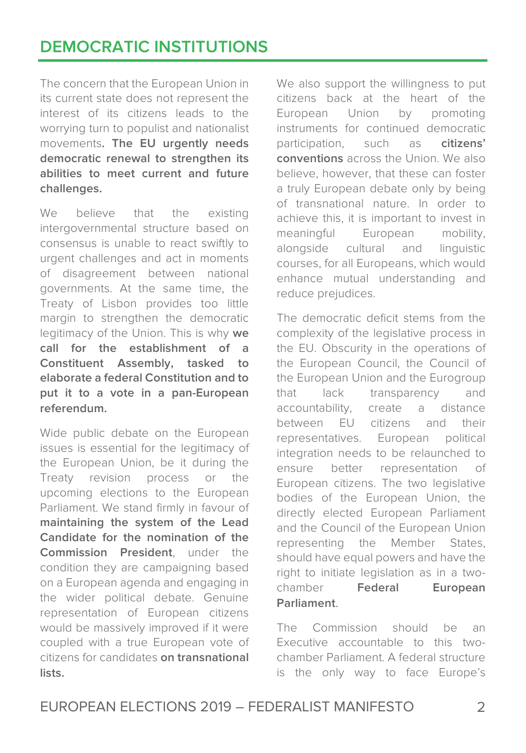## DEMOCRATIC INSTITUTIONS

The concern that the European Union in its current state does not represent the interest of its citizens leads to the worrying turn to populist and nationalist movements**. The EU urgently needs democratic renewal to strengthen its abilities to meet current and future challenges.**

We believe that the existing intergovernmental structure based on consensus is unable to react swiftly to urgent challenges and act in moments of disagreement between national governments. At the same time, the Treaty of Lisbon provides too little margin to strengthen the democratic legitimacy of the Union. This is why **we call for the establishment of a Constituent Assembly, tasked to elaborate a federal Constitution and to put it to a vote in a pan-European referendum.**

Wide public debate on the European issues is essential for the legitimacy of the European Union, be it during the Treaty revision process or the upcoming elections to the European Parliament. We stand firmly in favour of **maintaining the system of the Lead Candidate for the nomination of the Commission President**, under the condition they are campaigning based on a European agenda and engaging in the wider political debate. Genuine representation of European citizens would be massively improved if it were coupled with a true European vote of citizens for candidates **on transnational lists.**

We also support the willingness to put citizens back at the heart of the European Union by promoting instruments for continued democratic participation, such as **citizens' conventions** across the Union. We also believe, however, that these can foster a truly European debate only by being of transnational nature. In order to achieve this, it is important to invest in meaningful European mobility, alongside cultural and linguistic courses, for all Europeans, which would enhance mutual understanding and reduce prejudices.

The democratic deficit stems from the complexity of the legislative process in the EU. Obscurity in the operations of the European Council, the Council of the European Union and the Eurogroup that lack transparency and accountability, create a distance between EU citizens and their representatives. European political integration needs to be relaunched to ensure better representation of European citizens. The two legislative bodies of the European Union, the directly elected European Parliament and the Council of the European Union representing the Member States, should have equal powers and have the right to initiate legislation as in a two-chamber **Federal European Parliament**.

The Commission should be an Executive accountable to this two-chamber Parliament. A federal structure is the only way to face Europe's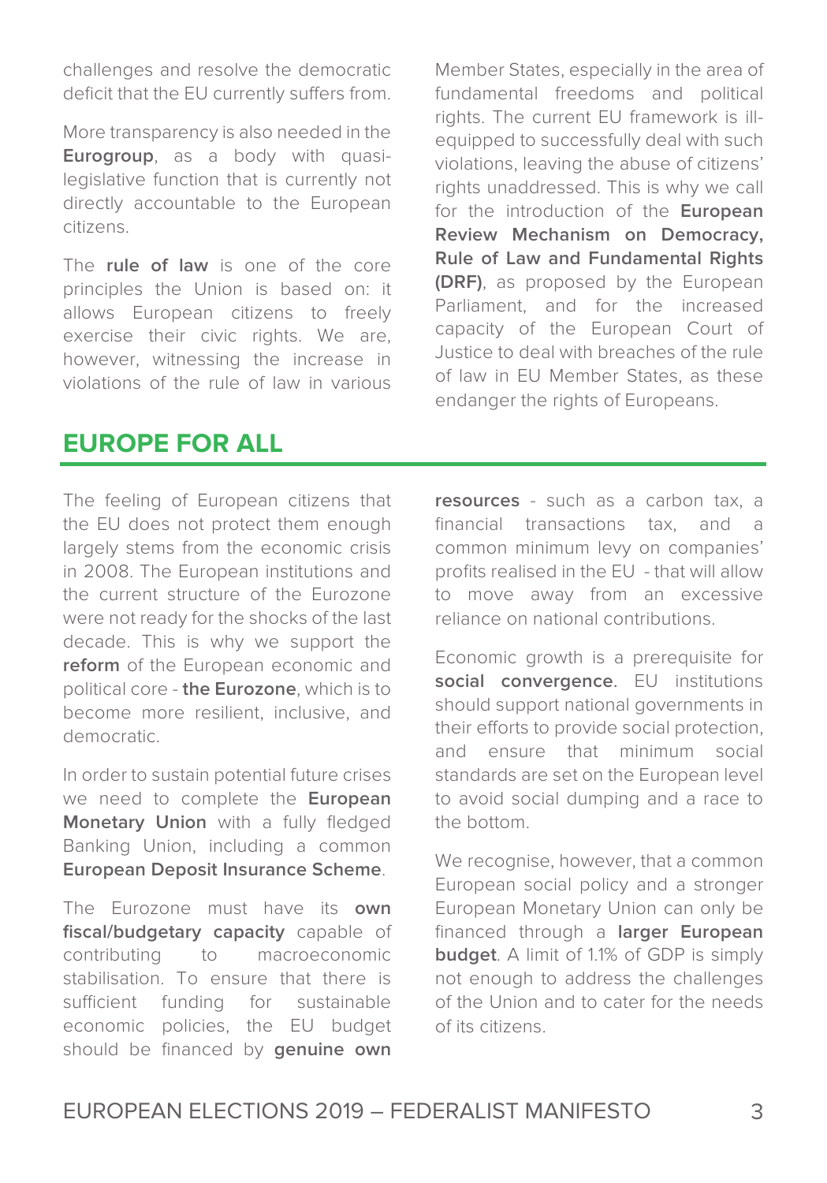challenges and resolve the democratic deficit that the EU currently suffers from.

More transparency is also needed in the **Eurogroup**, as a body with quasi-legislative function that is currently not directly accountable to the European citizens.

The **rule of law** is one of the core principles the Union is based on: it allows European citizens to freely exercise their civic rights. We are, however, witnessing the increase in violations of the rule of law in various Member States, especially in the area of fundamental freedoms and political rights. The current EU framework is ill-equipped to successfully deal with such violations, leaving the abuse of citizens' rights unaddressed. This is why we call for the introduction of the **European Review Mechanism on Democracy, Rule of Law and Fundamental Rights (DRF)**, as proposed by the European Parliament, and for the increased capacity of the European Court of Justice to deal with breaches of the rule of law in EU Member States, as these endanger the rights of Europeans.

## EUROPE FOR ALL

The feeling of European citizens that the EU does not protect them enough largely stems from the economic crisis in 2008. The European institutions and the current structure of the Eurozone were not ready for the shocks of the last decade. This is why we support the **reform** of the European economic and political core - **the Eurozone**, which is to become more resilient, inclusive, and democratic.

In order to sustain potential future crises we need to complete the **European Monetary Union** with a fully fledged Banking Union, including a common **European Deposit Insurance Scheme**.

The Eurozone must have its **own fiscal/budgetary capacity** capable of contributing to macroeconomic stabilisation. To ensure that there is sufficient funding for sustainable economic policies, the EU budget should be financed by **genuine own resources** - such as a carbon tax, a financial transactions tax, and a common minimum levy on companies' profits realised in the EU - that will allow to move away from an excessive reliance on national contributions.

Economic growth is a prerequisite for **social convergence**. EU institutions should support national governments in their efforts to provide social protection, and ensure that minimum social standards are set on the European level to avoid social dumping and a race to the bottom.

We recognise, however, that a common European social policy and a stronger European Monetary Union can only be financed through a **larger European budget**. A limit of 1.1% of GDP is simply not enough to address the challenges of the Union and to cater for the needs of its citizens.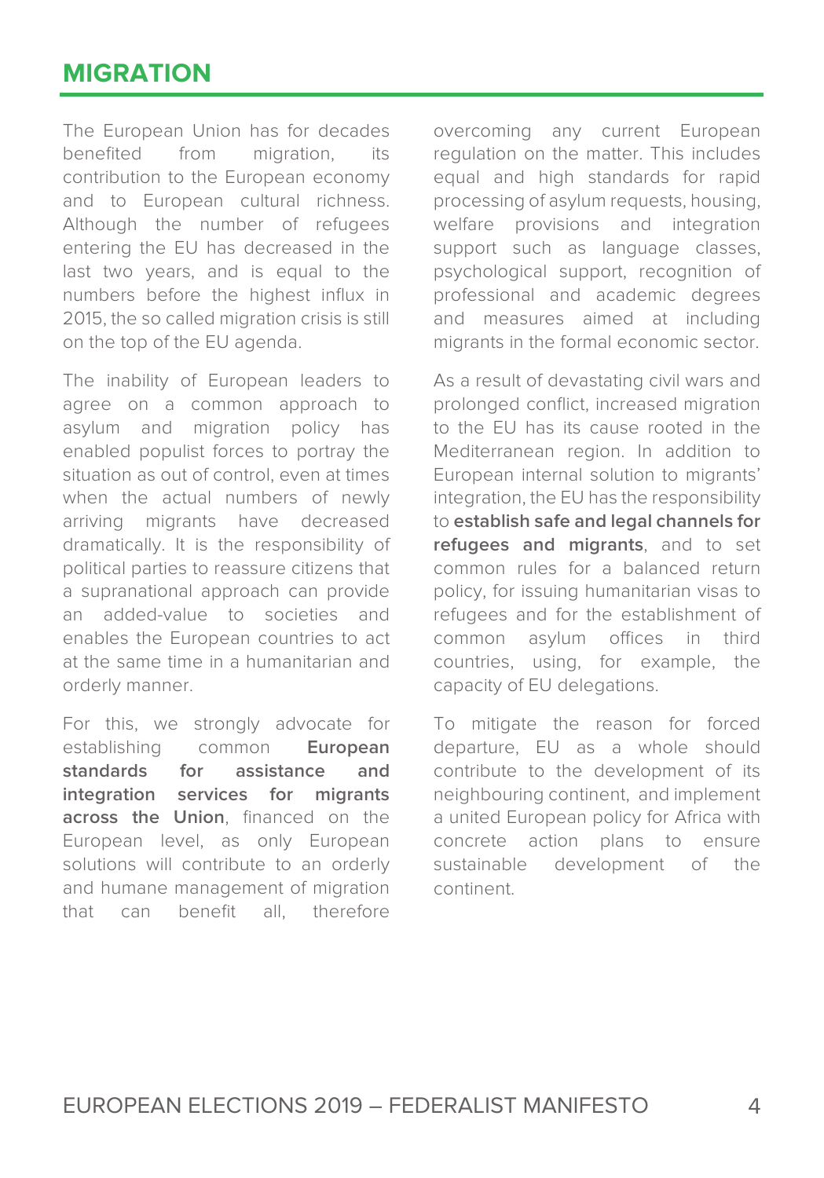# MIGRATION

The European Union has for decades benefited from migration, its contribution to the European economy and to European cultural richness. Although the number of refugees entering the EU has decreased in the last two years, and is equal to the numbers before the highest influx in 2015, the so called migration crisis is still on the top of the EU agenda.

The inability of European leaders to agree on a common approach to asylum and migration policy has enabled populist forces to portray the situation as out of control, even at times when the actual numbers of newly arriving migrants have decreased dramatically. It is the responsibility of political parties to reassure citizens that a supranational approach can provide an added-value to societies and enables the European countries to act at the same time in a humanitarian and orderly manner.

For this, we strongly advocate for establishing common **European standards for assistance and integration services for migrants across the Union**, financed on the European level, as only European solutions will contribute to an orderly and humane management of migration that can benefit all, therefore overcoming any current European regulation on the matter. This includes equal and high standards for rapid processing of asylum requests, housing, welfare provisions and integration support such as language classes, psychological support, recognition of professional and academic degrees and measures aimed at including migrants in the formal economic sector.

As a result of devastating civil wars and prolonged conflict, increased migration to the EU has its cause rooted in the Mediterranean region. In addition to European internal solution to migrants' integration, the EU has the responsibility to **establish safe and legal channels for refugees and migrants**, and to set common rules for a balanced return policy, for issuing humanitarian visas to refugees and for the establishment of common asylum offices in third countries, using, for example, the capacity of EU delegations.

To mitigate the reason for forced departure, EU as a whole should contribute to the development of its neighbouring continent, and implement a united European policy for Africa with concrete action plans to ensure sustainable development of the continent.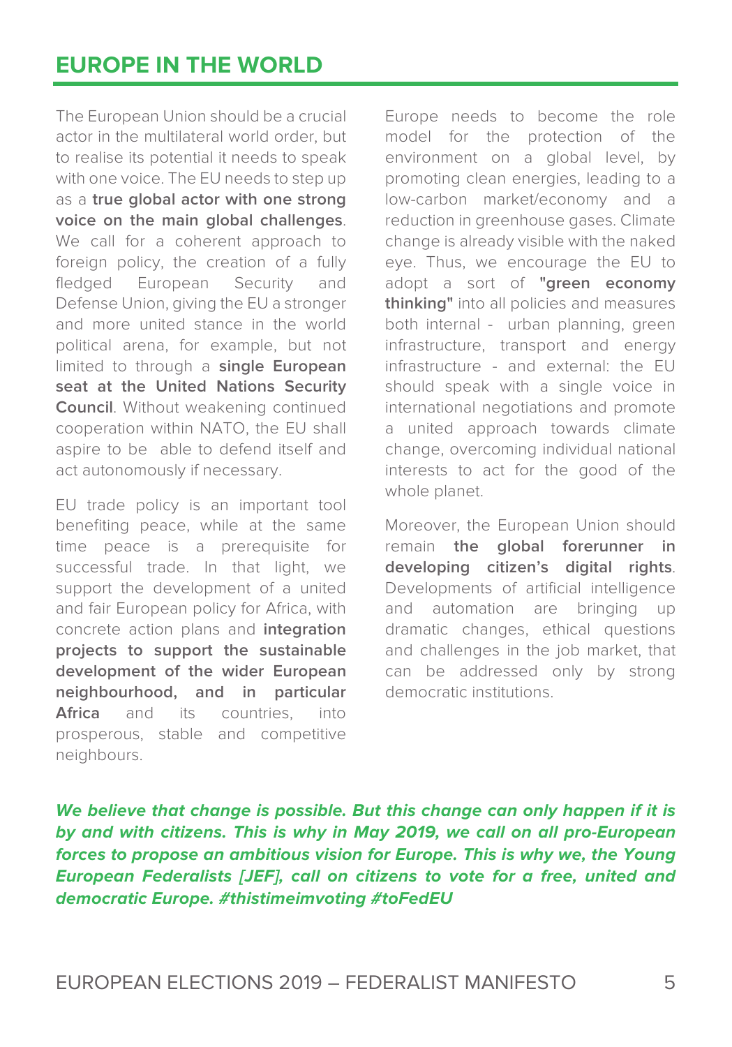## EUROPE IN THE WORLD

The European Union should be a crucial actor in the multilateral world order, but to realise its potential it needs to speak with one voice. The EU needs to step up as a **true global actor with one strong voice on the main global challenges**. We call for a coherent approach to foreign policy, the creation of a fully fledged European Security and Defense Union, giving the EU a stronger and more united stance in the world political arena, for example, but not limited to through a **single European seat at the United Nations Security Council**. Without weakening continued cooperation within NATO, the EU shall aspire to be able to defend itself and act autonomously if necessary.

EU trade policy is an important tool benefiting peace, while at the same time peace is a prerequisite for successful trade. In that light, we support the development of a united and fair European policy for Africa, with concrete action plans and **integration projects to support the sustainable development of the wider European neighbourhood, and in particular Africa** and its countries, into prosperous, stable and competitive neighbours.

Europe needs to become the role model for the protection of the environment on a global level, by promoting clean energies, leading to a low-carbon market/economy and a reduction in greenhouse gases. Climate change is already visible with the naked eye. Thus, we encourage the EU to adopt a sort of **"green economy thinking"** into all policies and measures both internal - urban planning, green infrastructure, transport and energy infrastructure - and external: the EU should speak with a single voice in international negotiations and promote a united approach towards climate change, overcoming individual national interests to act for the good of the whole planet.

Moreover, the European Union should remain **the global forerunner in developing citizen's digital rights**. Developments of artificial intelligence and automation are bringing up dramatic changes, ethical questions and challenges in the job market, that can be addressed only by strong democratic institutions.

***We believe that change is possible. But this change can only happen if it is by and with citizens. This is why in May 2019, we call on all pro-European forces to propose an ambitious vision for Europe. This is why we, the Young European Federalists [JEF], call on citizens to vote for a free, united and democratic Europe. #thistimeimvoting #toFedEU***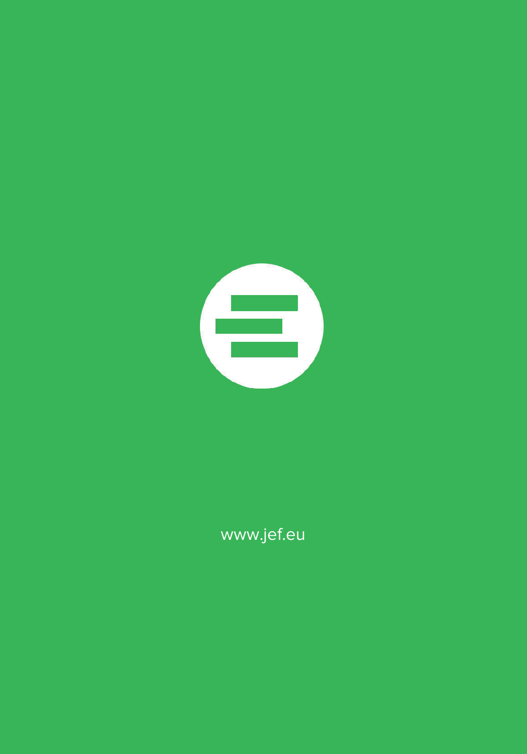www.jef.eu